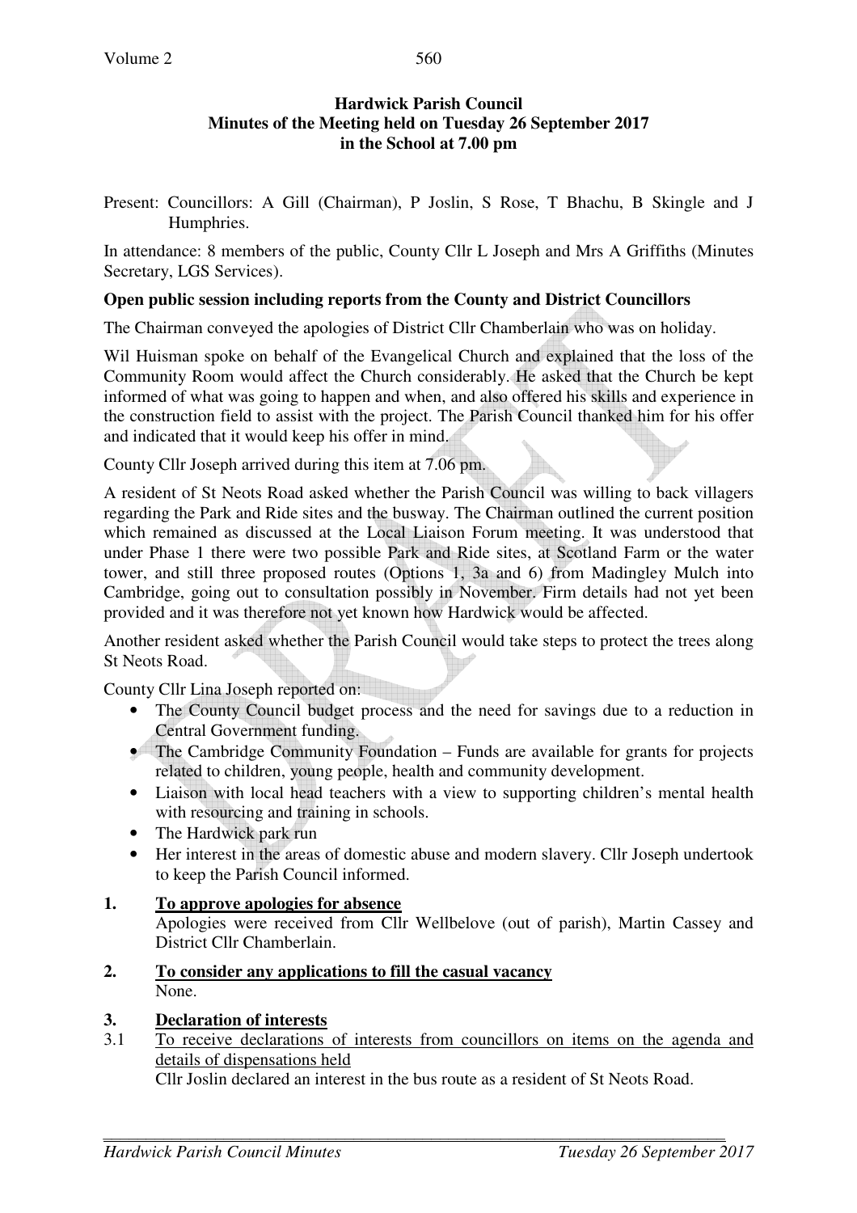**Hardwick Parish Council**
**Minutes of the Meeting held on Tuesday 26 September 2017**
**in the School at 7.00 pm**

Present: Councillors: A Gill (Chairman), P Joslin, S Rose, T Bhachu, B Skingle and J Humphries.

In attendance: 8 members of the public, County Cllr L Joseph and Mrs A Griffiths (Minutes Secretary, LGS Services).

**Open public session including reports from the County and District Councillors**

The Chairman conveyed the apologies of District Cllr Chamberlain who was on holiday.

Wil Huisman spoke on behalf of the Evangelical Church and explained that the loss of the Community Room would affect the Church considerably. He asked that the Church be kept informed of what was going to happen and when, and also offered his skills and experience in the construction field to assist with the project. The Parish Council thanked him for his offer and indicated that it would keep his offer in mind.

County Cllr Joseph arrived during this item at 7.06 pm.

A resident of St Neots Road asked whether the Parish Council was willing to back villagers regarding the Park and Ride sites and the busway. The Chairman outlined the current position which remained as discussed at the Local Liaison Forum meeting. It was understood that under Phase 1 there were two possible Park and Ride sites, at Scotland Farm or the water tower, and still three proposed routes (Options 1, 3a and 6) from Madingley Mulch into Cambridge, going out to consultation possibly in November. Firm details had not yet been provided and it was therefore not yet known how Hardwick would be affected.

Another resident asked whether the Parish Council would take steps to protect the trees along St Neots Road.

County Cllr Lina Joseph reported on:

- The County Council budget process and the need for savings due to a reduction in Central Government funding.
- The Cambridge Community Foundation – Funds are available for grants for projects related to children, young people, health and community development.
- Liaison with local head teachers with a view to supporting children's mental health with resourcing and training in schools.
- The Hardwick park run
- Her interest in the areas of domestic abuse and modern slavery. Cllr Joseph undertook to keep the Parish Council informed.

**1. To approve apologies for absence**

Apologies were received from Cllr Wellbelove (out of parish), Martin Cassey and District Cllr Chamberlain.

**2. To consider any applications to fill the casual vacancy**

None.

**3. Declaration of interests**

3.1 To receive declarations of interests from councillors on items on the agenda and details of dispensations held

Cllr Joslin declared an interest in the bus route as a resident of St Neots Road.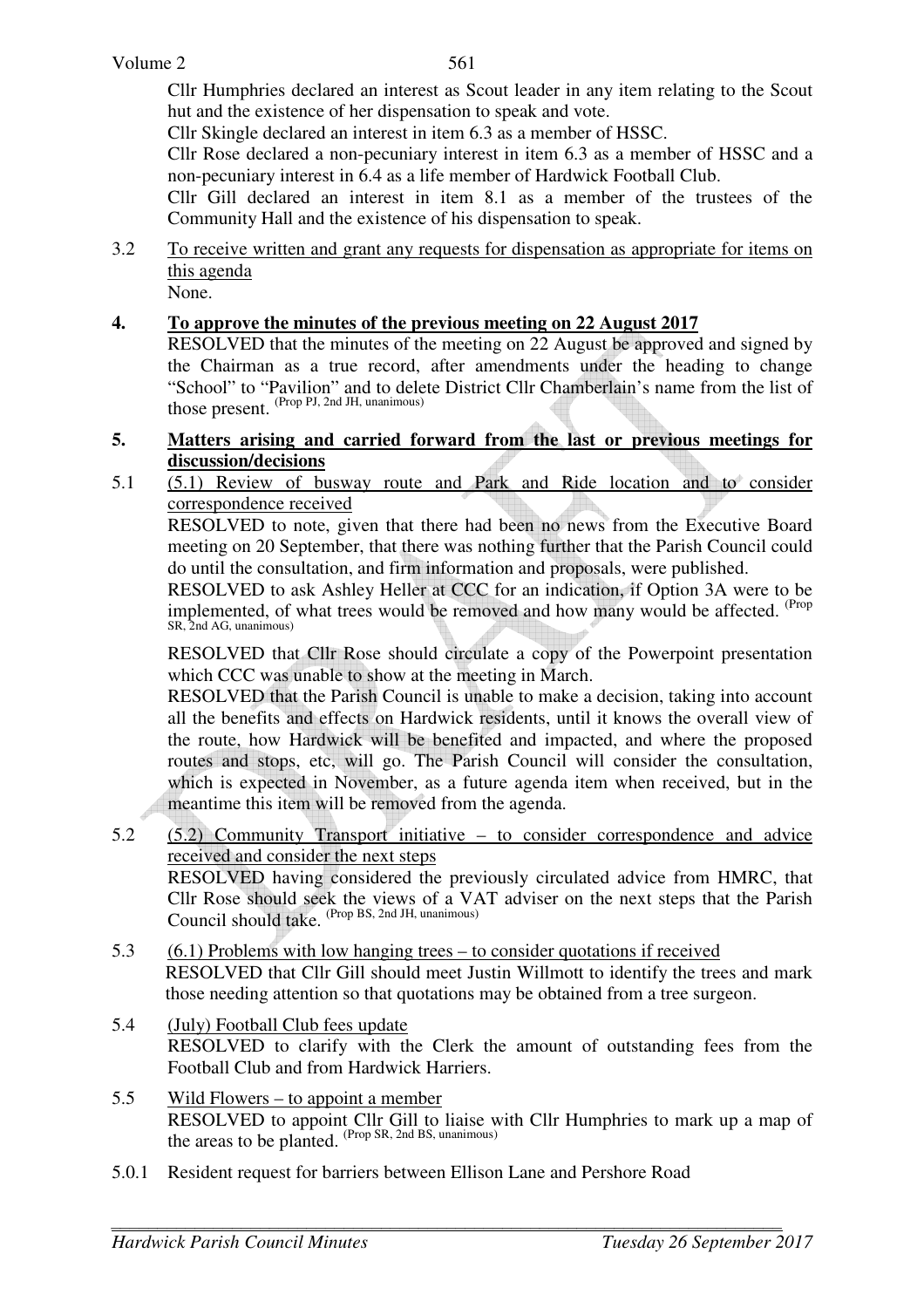Cllr Humphries declared an interest as Scout leader in any item relating to the Scout hut and the existence of her dispensation to speak and vote.

Cllr Skingle declared an interest in item 6.3 as a member of HSSC.

Cllr Rose declared a non-pecuniary interest in item 6.3 as a member of HSSC and a non-pecuniary interest in 6.4 as a life member of Hardwick Football Club.

Cllr Gill declared an interest in item 8.1 as a member of the trustees of the Community Hall and the existence of his dispensation to speak.

3.2 To receive written and grant any requests for dispensation as appropriate for items on this agenda

None.

**4. To approve the minutes of the previous meeting on 22 August 2017**

RESOLVED that the minutes of the meeting on 22 August be approved and signed by the Chairman as a true record, after amendments under the heading to change "School" to "Pavilion" and to delete District Cllr Chamberlain's name from the list of those present. (Prop PJ, 2nd JH, unanimous)

**5. Matters arising and carried forward from the last or previous meetings for discussion/decisions**

5.1 (5.1) Review of busway route and Park and Ride location and to consider correspondence received

RESOLVED to note, given that there had been no news from the Executive Board meeting on 20 September, that there was nothing further that the Parish Council could do until the consultation, and firm information and proposals, were published.

RESOLVED to ask Ashley Heller at CCC for an indication, if Option 3A were to be implemented, of what trees would be removed and how many would be affected. (Prop SR, 2nd AG, unanimous)

RESOLVED that Cllr Rose should circulate a copy of the Powerpoint presentation which CCC was unable to show at the meeting in March.

RESOLVED that the Parish Council is unable to make a decision, taking into account all the benefits and effects on Hardwick residents, until it knows the overall view of the route, how Hardwick will be benefited and impacted, and where the proposed routes and stops, etc, will go. The Parish Council will consider the consultation, which is expected in November, as a future agenda item when received, but in the meantime this item will be removed from the agenda.

5.2 (5.2) Community Transport initiative – to consider correspondence and advice received and consider the next steps

RESOLVED having considered the previously circulated advice from HMRC, that Cllr Rose should seek the views of a VAT adviser on the next steps that the Parish Council should take. (Prop BS, 2nd JH, unanimous)

5.3 (6.1) Problems with low hanging trees – to consider quotations if received

RESOLVED that Cllr Gill should meet Justin Willmott to identify the trees and mark those needing attention so that quotations may be obtained from a tree surgeon.

5.4 (July) Football Club fees update

RESOLVED to clarify with the Clerk the amount of outstanding fees from the Football Club and from Hardwick Harriers.

5.5 Wild Flowers – to appoint a member

RESOLVED to appoint Cllr Gill to liaise with Cllr Humphries to mark up a map of the areas to be planted. (Prop SR, 2nd BS, unanimous)

5.0.1 Resident request for barriers between Ellison Lane and Pershore Road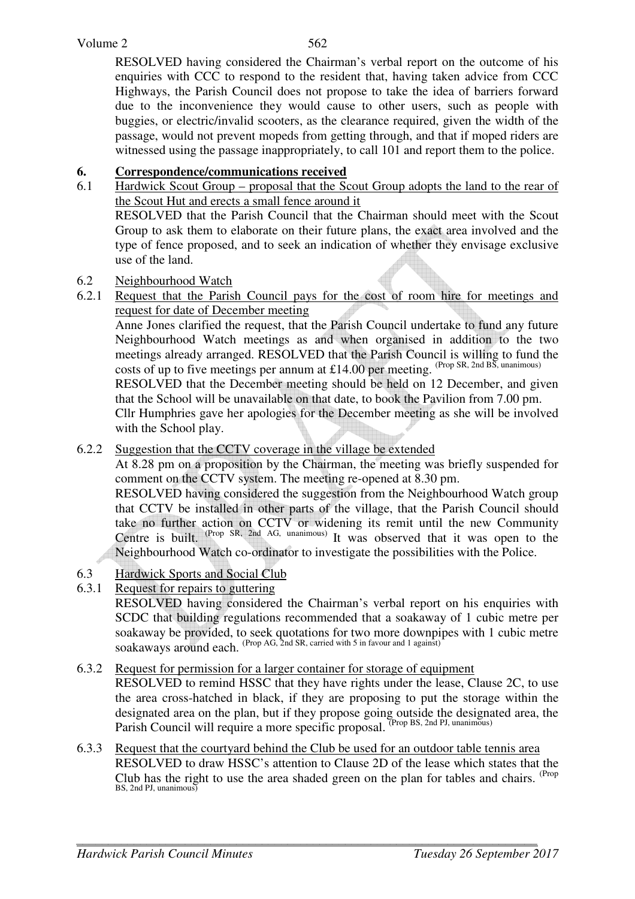RESOLVED having considered the Chairman's verbal report on the outcome of his enquiries with CCC to respond to the resident that, having taken advice from CCC Highways, the Parish Council does not propose to take the idea of barriers forward due to the inconvenience they would cause to other users, such as people with buggies, or electric/invalid scooters, as the clearance required, given the width of the passage, would not prevent mopeds from getting through, and that if moped riders are witnessed using the passage inappropriately, to call 101 and report them to the police.

## 6. Correspondence/communications received

6.1 Hardwick Scout Group – proposal that the Scout Group adopts the land to the rear of the Scout Hut and erects a small fence around it

RESOLVED that the Parish Council that the Chairman should meet with the Scout Group to ask them to elaborate on their future plans, the exact area involved and the type of fence proposed, and to seek an indication of whether they envisage exclusive use of the land.

6.2 Neighbourhood Watch

6.2.1 Request that the Parish Council pays for the cost of room hire for meetings and request for date of December meeting

Anne Jones clarified the request, that the Parish Council undertake to fund any future Neighbourhood Watch meetings as and when organised in addition to the two meetings already arranged. RESOLVED that the Parish Council is willing to fund the costs of up to five meetings per annum at £14.00 per meeting. (Prop SR, 2nd BS, unanimous)

RESOLVED that the December meeting should be held on 12 December, and given that the School will be unavailable on that date, to book the Pavilion from 7.00 pm.

Cllr Humphries gave her apologies for the December meeting as she will be involved with the School play.

6.2.2 Suggestion that the CCTV coverage in the village be extended

At 8.28 pm on a proposition by the Chairman, the meeting was briefly suspended for comment on the CCTV system. The meeting re-opened at 8.30 pm.

RESOLVED having considered the suggestion from the Neighbourhood Watch group that CCTV be installed in other parts of the village, that the Parish Council should take no further action on CCTV or widening its remit until the new Community Centre is built. (Prop SR, 2nd AG, unanimous) It was observed that it was open to the Neighbourhood Watch co-ordinator to investigate the possibilities with the Police.

6.3 Hardwick Sports and Social Club

6.3.1 Request for repairs to guttering

RESOLVED having considered the Chairman's verbal report on his enquiries with SCDC that building regulations recommended that a soakaway of 1 cubic metre per soakaway be provided, to seek quotations for two more downpipes with 1 cubic metre soakaways around each. (Prop AG, 2nd SR, carried with 5 in favour and 1 against)

6.3.2 Request for permission for a larger container for storage of equipment

RESOLVED to remind HSSC that they have rights under the lease, Clause 2C, to use the area cross-hatched in black, if they are proposing to put the storage within the designated area on the plan, but if they propose going outside the designated area, the Parish Council will require a more specific proposal. (Prop BS, 2nd PJ, unanimous)

6.3.3 Request that the courtyard behind the Club be used for an outdoor table tennis area

RESOLVED to draw HSSC's attention to Clause 2D of the lease which states that the Club has the right to use the area shaded green on the plan for tables and chairs. (Prop BS, 2nd PJ, unanimous)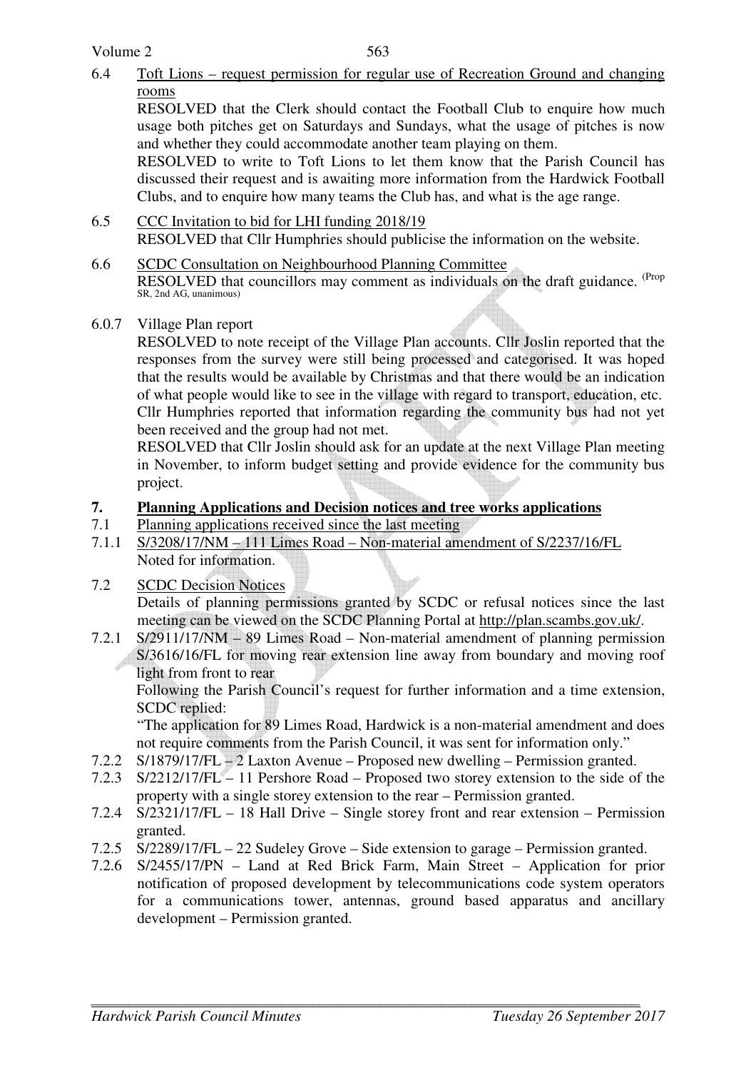6.4 Toft Lions – request permission for regular use of Recreation Ground and changing rooms

RESOLVED that the Clerk should contact the Football Club to enquire how much usage both pitches get on Saturdays and Sundays, what the usage of pitches is now and whether they could accommodate another team playing on them.

RESOLVED to write to Toft Lions to let them know that the Parish Council has discussed their request and is awaiting more information from the Hardwick Football Clubs, and to enquire how many teams the Club has, and what is the age range.

6.5 CCC Invitation to bid for LHI funding 2018/19

RESOLVED that Cllr Humphries should publicise the information on the website.

6.6 SCDC Consultation on Neighbourhood Planning Committee

RESOLVED that councillors may comment as individuals on the draft guidance. (Prop SR, 2nd AG, unanimous)

6.0.7 Village Plan report

RESOLVED to note receipt of the Village Plan accounts. Cllr Joslin reported that the responses from the survey were still being processed and categorised. It was hoped that the results would be available by Christmas and that there would be an indication of what people would like to see in the village with regard to transport, education, etc. Cllr Humphries reported that information regarding the community bus had not yet been received and the group had not met.

RESOLVED that Cllr Joslin should ask for an update at the next Village Plan meeting in November, to inform budget setting and provide evidence for the community bus project.

## 7. Planning Applications and Decision notices and tree works applications

7.1 Planning applications received since the last meeting

7.1.1 S/3208/17/NM – 111 Limes Road – Non-material amendment of S/2237/16/FL

Noted for information.

7.2 SCDC Decision Notices

Details of planning permissions granted by SCDC or refusal notices since the last meeting can be viewed on the SCDC Planning Portal at http://plan.scambs.gov.uk/.

7.2.1 S/2911/17/NM – 89 Limes Road – Non-material amendment of planning permission S/3616/16/FL for moving rear extension line away from boundary and moving roof light from front to rear

Following the Parish Council's request for further information and a time extension, SCDC replied:

"The application for 89 Limes Road, Hardwick is a non-material amendment and does not require comments from the Parish Council, it was sent for information only."

7.2.2 S/1879/17/FL – 2 Laxton Avenue – Proposed new dwelling – Permission granted.

7.2.3 S/2212/17/FL – 11 Pershore Road – Proposed two storey extension to the side of the property with a single storey extension to the rear – Permission granted.

7.2.4 S/2321/17/FL – 18 Hall Drive – Single storey front and rear extension – Permission granted.

7.2.5 S/2289/17/FL – 22 Sudeley Grove – Side extension to garage – Permission granted.

7.2.6 S/2455/17/PN – Land at Red Brick Farm, Main Street – Application for prior notification of proposed development by telecommunications code system operators for a communications tower, antennas, ground based apparatus and ancillary development – Permission granted.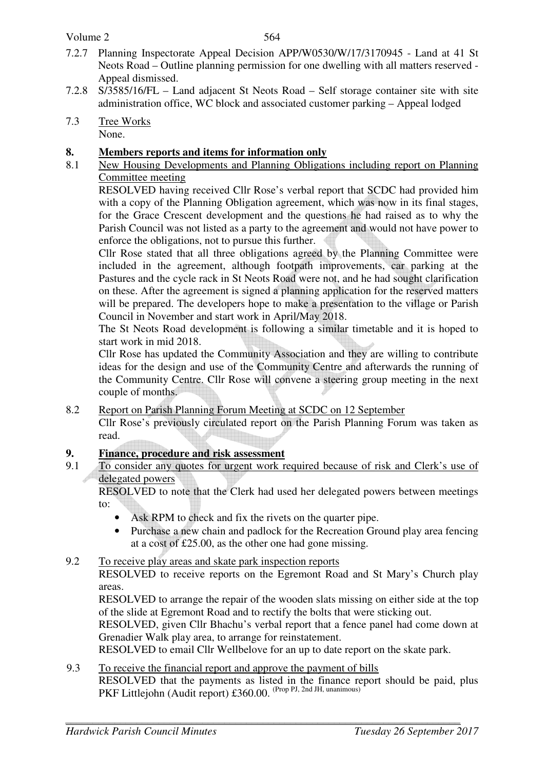7.2.7 Planning Inspectorate Appeal Decision APP/W0530/W/17/3170945 - Land at 41 St Neots Road – Outline planning permission for one dwelling with all matters reserved - Appeal dismissed.

7.2.8 S/3585/16/FL – Land adjacent St Neots Road – Self storage container site with site administration office, WC block and associated customer parking – Appeal lodged

7.3 Tree Works

None.

## 8. Members reports and items for information only

8.1 New Housing Developments and Planning Obligations including report on Planning Committee meeting

RESOLVED having received Cllr Rose's verbal report that SCDC had provided him with a copy of the Planning Obligation agreement, which was now in its final stages, for the Grace Crescent development and the questions he had raised as to why the Parish Council was not listed as a party to the agreement and would not have power to enforce the obligations, not to pursue this further.

Cllr Rose stated that all three obligations agreed by the Planning Committee were included in the agreement, although footpath improvements, car parking at the Pastures and the cycle rack in St Neots Road were not, and he had sought clarification on these. After the agreement is signed a planning application for the reserved matters will be prepared. The developers hope to make a presentation to the village or Parish Council in November and start work in April/May 2018.

The St Neots Road development is following a similar timetable and it is hoped to start work in mid 2018.

Cllr Rose has updated the Community Association and they are willing to contribute ideas for the design and use of the Community Centre and afterwards the running of the Community Centre. Cllr Rose will convene a steering group meeting in the next couple of months.

8.2 Report on Parish Planning Forum Meeting at SCDC on 12 September

Cllr Rose's previously circulated report on the Parish Planning Forum was taken as read.

## 9. Finance, procedure and risk assessment

9.1 To consider any quotes for urgent work required because of risk and Clerk's use of delegated powers

RESOLVED to note that the Clerk had used her delegated powers between meetings to:

- Ask RPM to check and fix the rivets on the quarter pipe.
- Purchase a new chain and padlock for the Recreation Ground play area fencing at a cost of £25.00, as the other one had gone missing.

9.2 To receive play areas and skate park inspection reports

RESOLVED to receive reports on the Egremont Road and St Mary's Church play areas.

RESOLVED to arrange the repair of the wooden slats missing on either side at the top of the slide at Egremont Road and to rectify the bolts that were sticking out.

RESOLVED, given Cllr Bhachu's verbal report that a fence panel had come down at Grenadier Walk play area, to arrange for reinstatement.

RESOLVED to email Cllr Wellbelove for an up to date report on the skate park.

9.3 To receive the financial report and approve the payment of bills

RESOLVED that the payments as listed in the finance report should be paid, plus PKF Littlejohn (Audit report) £360.00. (Prop PJ, 2nd JH, unanimous)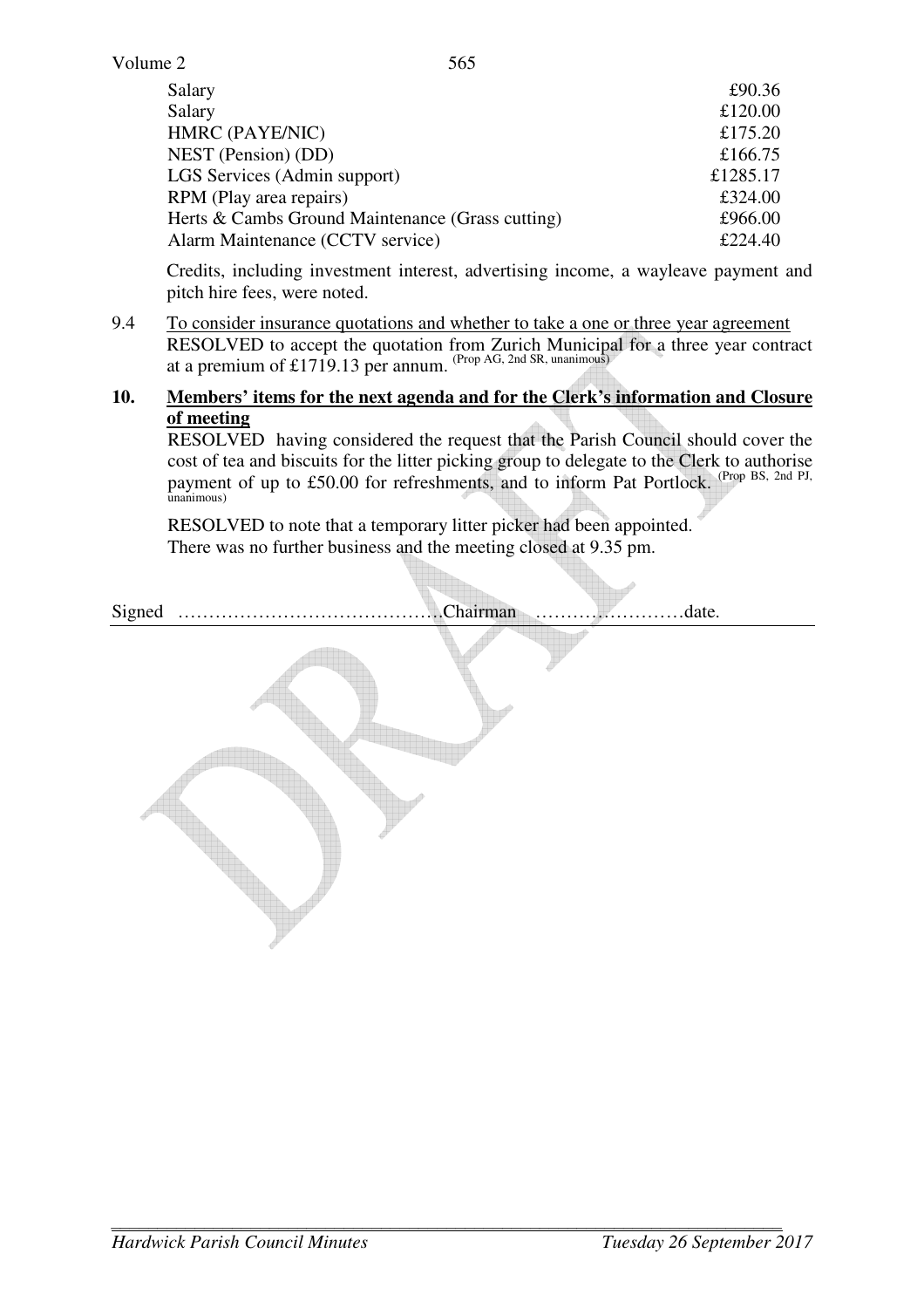| | |
|---|---|
| Salary | £90.36 |
| Salary | £120.00 |
| HMRC (PAYE/NIC) | £175.20 |
| NEST (Pension) (DD) | £166.75 |
| LGS Services (Admin support) | £1285.17 |
| RPM (Play area repairs) | £324.00 |
| Herts & Cambs Ground Maintenance (Grass cutting) | £966.00 |
| Alarm Maintenance (CCTV service) | £224.40 |

Credits, including investment interest, advertising income, a wayleave payment and pitch hire fees, were noted.

9.4 To consider insurance quotations and whether to take a one or three year agreement

RESOLVED to accept the quotation from Zurich Municipal for a three year contract at a premium of £1719.13 per annum. (Prop AG, 2nd SR, unanimous)

**10. Members' items for the next agenda and for the Clerk's information and Closure of meeting**

RESOLVED having considered the request that the Parish Council should cover the cost of tea and biscuits for the litter picking group to delegate to the Clerk to authorise payment of up to £50.00 for refreshments, and to inform Pat Portlock. (Prop BS, 2nd PJ, unanimous)

RESOLVED to note that a temporary litter picker had been appointed.

There was no further business and the meeting closed at 9.35 pm.

Signed ……………………………………Chairman ……………………date.